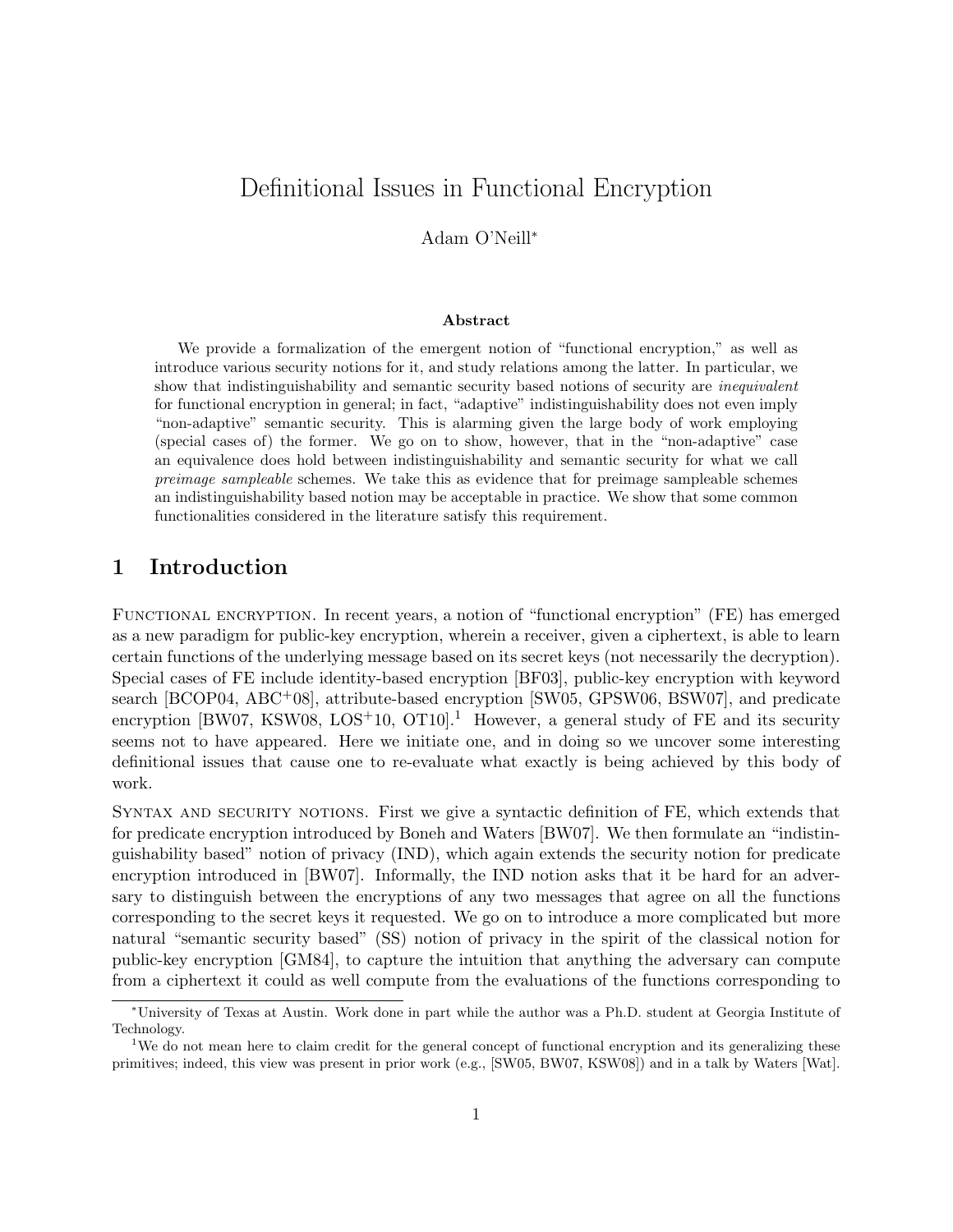# Definitional Issues in Functional Encryption

Adam O'Neill*

### Abstract

We provide a formalization of the emergent notion of "functional encryption," as well as introduce various security notions for it, and study relations among the latter. In particular, we show that indistinguishability and semantic security based notions of security are *inequivalent* for functional encryption in general; in fact, "adaptive" indistinguishability does not even imply "non-adaptive" semantic security. This is alarming given the large body of work employing (special cases of) the former. We go on to show, however, that in the "non-adaptive" case an equivalence does hold between indistinguishability and semantic security for what we call *preimage sampleable* schemes. We take this as evidence that for preimage sampleable schemes an indistinguishability based notion may be acceptable in practice. We show that some common functionalities considered in the literature satisfy this requirement.

## 1 Introduction

Functional encryption. In recent years, a notion of "functional encryption" (FE) has emerged as a new paradigm for public-key encryption, wherein a receiver, given a ciphertext, is able to learn certain functions of the underlying message based on its secret keys (not necessarily the decryption). Special cases of FE include identity-based encryption [BF03], public-key encryption with keyword search [BCOP04, ABC+08], attribute-based encryption [SW05, GPSW06, BSW07], and predicate encryption [BW07, KSW08, LOS+10, OT10].[1] However, a general study of FE and its security seems not to have appeared. Here we initiate one, and in doing so we uncover some interesting definitional issues that cause one to re-evaluate what exactly is being achieved by this body of work.

Syntax and security notions. First we give a syntactic definition of FE, which extends that for predicate encryption introduced by Boneh and Waters [BW07]. We then formulate an "indistinguishability based" notion of privacy (IND), which again extends the security notion for predicate encryption introduced in [BW07]. Informally, the IND notion asks that it be hard for an adversary to distinguish between the encryptions of any two messages that agree on all the functions corresponding to the secret keys it requested. We go on to introduce a more complicated but more natural "semantic security based" (SS) notion of privacy in the spirit of the classical notion for public-key encryption [GM84], to capture the intuition that anything the adversary can compute from a ciphertext it could as well compute from the evaluations of the functions corresponding to

*University of Texas at Austin. Work done in part while the author was a Ph.D. student at Georgia Institute of Technology.

[1]We do not mean here to claim credit for the general concept of functional encryption and its generalizing these primitives; indeed, this view was present in prior work (e.g., [SW05, BW07, KSW08]) and in a talk by Waters [Wat].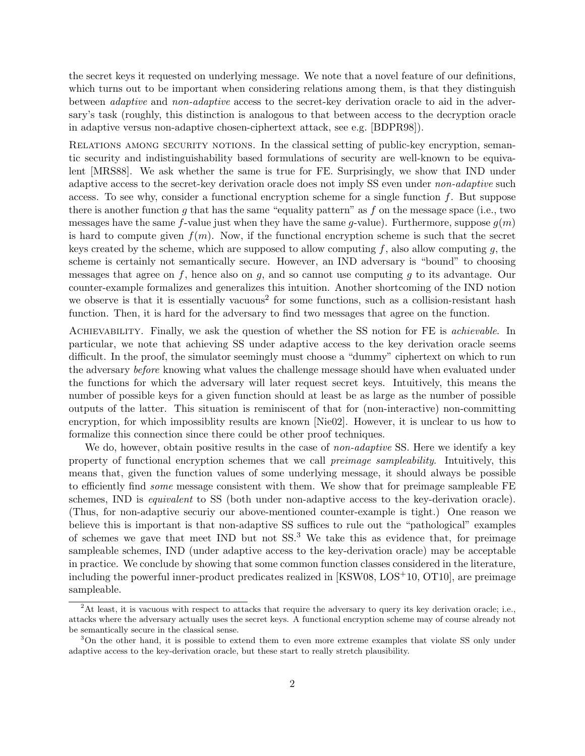the secret keys it requested on underlying message. We note that a novel feature of our definitions, which turns out to be important when considering relations among them, is that they distinguish between *adaptive* and *non-adaptive* access to the secret-key derivation oracle to aid in the adversary's task (roughly, this distinction is analogous to that between access to the decryption oracle in adaptive versus non-adaptive chosen-ciphertext attack, see e.g. [BDPR98]).

Relations among security notions. In the classical setting of public-key encryption, semantic security and indistinguishability based formulations of security are well-known to be equivalent [MRS88]. We ask whether the same is true for FE. Surprisingly, we show that IND under adaptive access to the secret-key derivation oracle does not imply SS even under *non-adaptive* such access. To see why, consider a functional encryption scheme for a single function $f$. But suppose there is another function $g$ that has the same "equality pattern" as $f$ on the message space (i.e., two messages have the same $f$-value just when they have the same $g$-value). Furthermore, suppose $g(m)$ is hard to compute given $f(m)$. Now, if the functional encryption scheme is such that the secret keys created by the scheme, which are supposed to allow computing $f$, also allow computing $g$, the scheme is certainly not semantically secure. However, an IND adversary is "bound" to choosing messages that agree on $f$, hence also on $g$, and so cannot use computing $g$ to its advantage. Our counter-example formalizes and generalizes this intuition. Another shortcoming of the IND notion we observe is that it is essentially vacuous[2] for some functions, such as a collision-resistant hash function. Then, it is hard for the adversary to find two messages that agree on the function.

Achievability. Finally, we ask the question of whether the SS notion for FE is *achievable*. In particular, we note that achieving SS under adaptive access to the key derivation oracle seems difficult. In the proof, the simulator seemingly must choose a "dummy" ciphertext on which to run the adversary *before* knowing what values the challenge message should have when evaluated under the functions for which the adversary will later request secret keys. Intuitively, this means the number of possible keys for a given function should at least be as large as the number of possible outputs of the latter. This situation is reminiscent of that for (non-interactive) non-committing encryption, for which impossiblity results are known [Nie02]. However, it is unclear to us how to formalize this connection since there could be other proof techniques.

We do, however, obtain positive results in the case of *non-adaptive* SS. Here we identify a key property of functional encryption schemes that we call *preimage sampleability*. Intuitively, this means that, given the function values of some underlying message, it should always be possible to efficiently find *some* message consistent with them. We show that for preimage sampleable FE schemes, IND is *equivalent* to SS (both under non-adaptive access to the key-derivation oracle). (Thus, for non-adaptive securiy our above-mentioned counter-example is tight.) One reason we believe this is important is that non-adaptive SS suffices to rule out the "pathological" examples of schemes we gave that meet IND but not SS.[3] We take this as evidence that, for preimage sampleable schemes, IND (under adaptive access to the key-derivation oracle) may be acceptable in practice. We conclude by showing that some common function classes considered in the literature, including the powerful inner-product predicates realized in [KSW08, LOS+10, OT10], are preimage sampleable.

[2] At least, it is vacuous with respect to attacks that require the adversary to query its key derivation oracle; i.e., attacks where the adversary actually uses the secret keys. A functional encryption scheme may of course already not be semantically secure in the classical sense.

[3] On the other hand, it is possible to extend them to even more extreme examples that violate SS only under adaptive access to the key-derivation oracle, but these start to really stretch plausibility.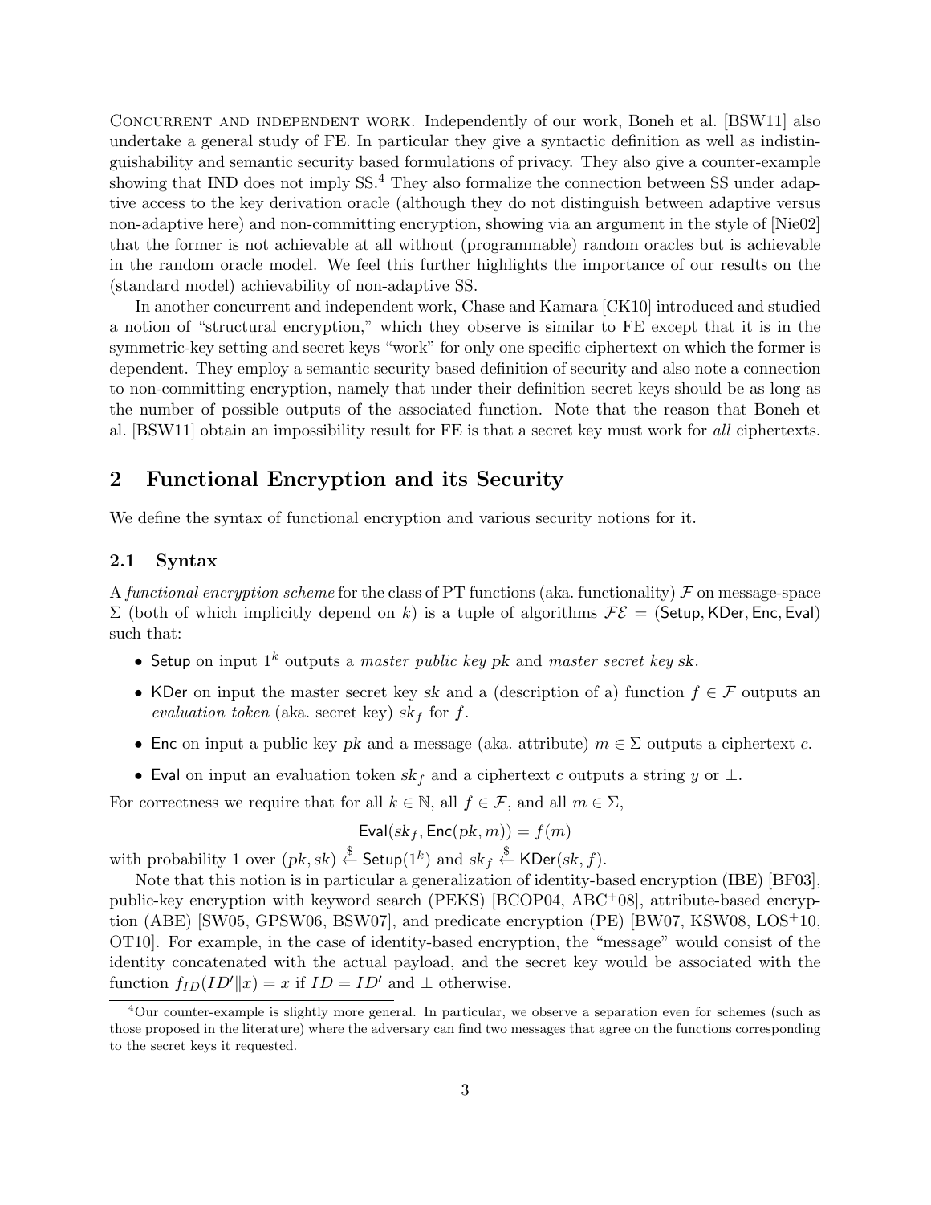Concurrent and independent work. Independently of our work, Boneh et al. [BSW11] also undertake a general study of FE. In particular they give a syntactic definition as well as indistinguishability and semantic security based formulations of privacy. They also give a counter-example showing that IND does not imply SS.[4] They also formalize the connection between SS under adaptive access to the key derivation oracle (although they do not distinguish between adaptive versus non-adaptive here) and non-committing encryption, showing via an argument in the style of [Nie02] that the former is not achievable at all without (programmable) random oracles but is achievable in the random oracle model. We feel this further highlights the importance of our results on the (standard model) achievability of non-adaptive SS.

In another concurrent and independent work, Chase and Kamara [CK10] introduced and studied a notion of "structural encryption," which they observe is similar to FE except that it is in the symmetric-key setting and secret keys "work" for only one specific ciphertext on which the former is dependent. They employ a semantic security based definition of security and also note a connection to non-committing encryption, namely that under their definition secret keys should be as long as the number of possible outputs of the associated function. Note that the reason that Boneh et al. [BSW11] obtain an impossibility result for FE is that a secret key must work for *all* ciphertexts.

## 2 Functional Encryption and its Security

We define the syntax of functional encryption and various security notions for it.

### 2.1 Syntax

A *functional encryption scheme* for the class of PT functions (aka. functionality) $\mathcal{F}$ on message-space $\Sigma$ (both of which implicitly depend on $k$) is a tuple of algorithms $\mathcal{FE} = (\mathsf{Setup}, \mathsf{KDer}, \mathsf{Enc}, \mathsf{Eval})$ such that:

- $\mathsf{Setup}$ on input $1^k$ outputs a *master public key* $pk$ and *master secret key* $sk$.
- $\mathsf{KDer}$ on input the master secret key $sk$ and a (description of a) function $f \in \mathcal{F}$ outputs an *evaluation token* (aka. secret key) $sk_f$ for $f$.
- $\mathsf{Enc}$ on input a public key $pk$ and a message (aka. attribute) $m \in \Sigma$ outputs a ciphertext $c$.
- $\mathsf{Eval}$ on input an evaluation token $sk_f$ and a ciphertext $c$ outputs a string $y$ or $\bot$.

For correctness we require that for all $k \in \mathbb{N}$, all $f \in \mathcal{F}$, and all $m \in \Sigma$,

$$\mathsf{Eval}(sk_f, \mathsf{Enc}(pk, m)) = f(m)$$

with probability 1 over $(pk, sk) \xleftarrow{\$} \mathsf{Setup}(1^k)$ and $sk_f \xleftarrow{\$} \mathsf{KDer}(sk, f)$.

Note that this notion is in particular a generalization of identity-based encryption (IBE) [BF03], public-key encryption with keyword search (PEKS) [BCOP04, ABC+08], attribute-based encryption (ABE) [SW05, GPSW06, BSW07], and predicate encryption (PE) [BW07, KSW08, LOS+10, OT10]. For example, in the case of identity-based encryption, the "message" would consist of the identity concatenated with the actual payload, and the secret key would be associated with the function $f_{ID}(ID' \| x) = x$ if $ID = ID'$ and $\bot$ otherwise.

[4] Our counter-example is slightly more general. In particular, we observe a separation even for schemes (such as those proposed in the literature) where the adversary can find two messages that agree on the functions corresponding to the secret keys it requested.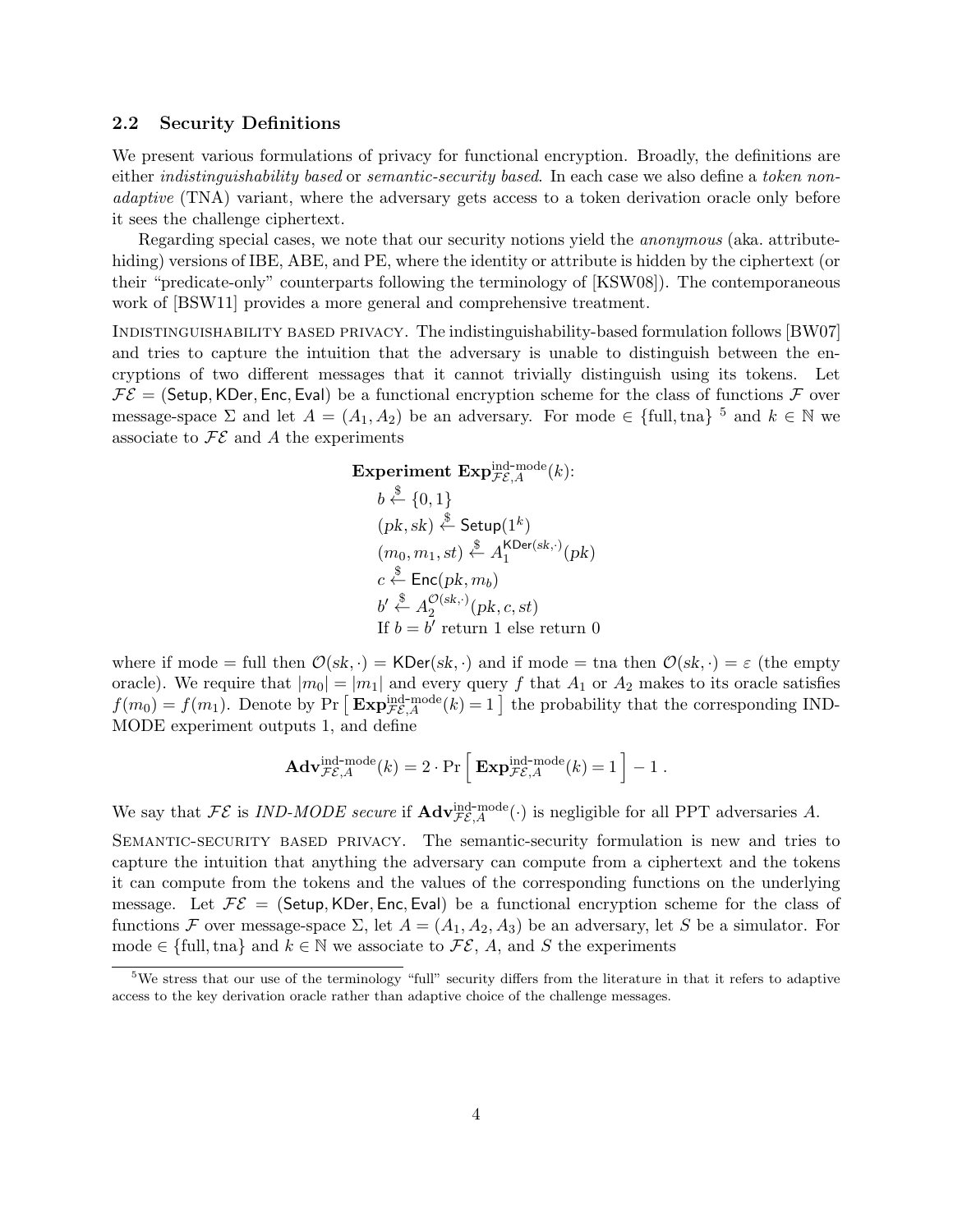### 2.2 Security Definitions

We present various formulations of privacy for functional encryption. Broadly, the definitions are either *indistinguishability based* or *semantic-security based*. In each case we also define a *token non-adaptive* (TNA) variant, where the adversary gets access to a token derivation oracle only before it sees the challenge ciphertext.

Regarding special cases, we note that our security notions yield the *anonymous* (aka. attribute-hiding) versions of IBE, ABE, and PE, where the identity or attribute is hidden by the ciphertext (or their "predicate-only" counterparts following the terminology of [KSW08]). The contemporaneous work of [BSW11] provides a more general and comprehensive treatment.

INDISTINGUISHABILITY BASED PRIVACY. The indistinguishability-based formulation follows [BW07] and tries to capture the intuition that the adversary is unable to distinguish between the encryptions of two different messages that it cannot trivially distinguish using its tokens. Let $\mathcal{FE} = (\mathsf{Setup}, \mathsf{KDer}, \mathsf{Enc}, \mathsf{Eval})$ be a functional encryption scheme for the class of functions $\mathcal{F}$ over message-space $\Sigma$ and let $A = (A_1, A_2)$ be an adversary. For mode $\in \{\text{full}, \text{tna}\}$ [5] and $k \in \mathbb{N}$ we associate to $\mathcal{FE}$ and $A$ the experiments

$$
\begin{array}{l}
\textbf{Experiment } \mathbf{Exp}^{\text{ind-mode}}_{\mathcal{FE},A}(k)\text{:} \\
\quad b \stackrel{\$}{\leftarrow} \{0,1\} \\
\quad (pk, sk) \stackrel{\$}{\leftarrow} \mathsf{Setup}(1^k) \\
\quad (m_0, m_1, st) \stackrel{\$}{\leftarrow} A_1^{\mathsf{KDer}(sk,\cdot)}(pk) \\
\quad c \stackrel{\$}{\leftarrow} \mathsf{Enc}(pk, m_b) \\
\quad b' \stackrel{\$}{\leftarrow} A_2^{\mathcal{O}(sk,\cdot)}(pk, c, st) \\
\quad \text{If } b = b' \text{ return 1 else return 0}
\end{array}
$$

where if mode = full then $\mathcal{O}(sk, \cdot) = \mathsf{KDer}(sk, \cdot)$ and if mode = tna then $\mathcal{O}(sk, \cdot) = \varepsilon$ (the empty oracle). We require that $|m_0| = |m_1|$ and every query $f$ that $A_1$ or $A_2$ makes to its oracle satisfies $f(m_0) = f(m_1)$. Denote by $\Pr\left[\, \mathbf{Exp}^{\text{ind-mode}}_{\mathcal{FE},A}(k) = 1 \,\right]$ the probability that the corresponding IND-MODE experiment outputs 1, and define

$$
\mathbf{Adv}^{\text{ind-mode}}_{\mathcal{FE},A}(k) = 2 \cdot \Pr\left[\, \mathbf{Exp}^{\text{ind-mode}}_{\mathcal{FE},A}(k) = 1 \,\right] - 1 \,.
$$

We say that $\mathcal{FE}$ is *IND-MODE secure* if $\mathbf{Adv}^{\text{ind-mode}}_{\mathcal{FE},A}(\cdot)$ is negligible for all PPT adversaries $A$.

SEMANTIC-SECURITY BASED PRIVACY. The semantic-security formulation is new and tries to capture the intuition that anything the adversary can compute from a ciphertext and the tokens it can compute from the tokens and the values of the corresponding functions on the underlying message. Let $\mathcal{FE} = (\mathsf{Setup}, \mathsf{KDer}, \mathsf{Enc}, \mathsf{Eval})$ be a functional encryption scheme for the class of functions $\mathcal{F}$ over message-space $\Sigma$, let $A = (A_1, A_2, A_3)$ be an adversary, let $S$ be a simulator. For mode $\in \{\text{full}, \text{tna}\}$ and $k \in \mathbb{N}$ we associate to $\mathcal{FE}$, $A$, and $S$ the experiments

[5] We stress that our use of the terminology "full" security differs from the literature in that it refers to adaptive access to the key derivation oracle rather than adaptive choice of the challenge messages.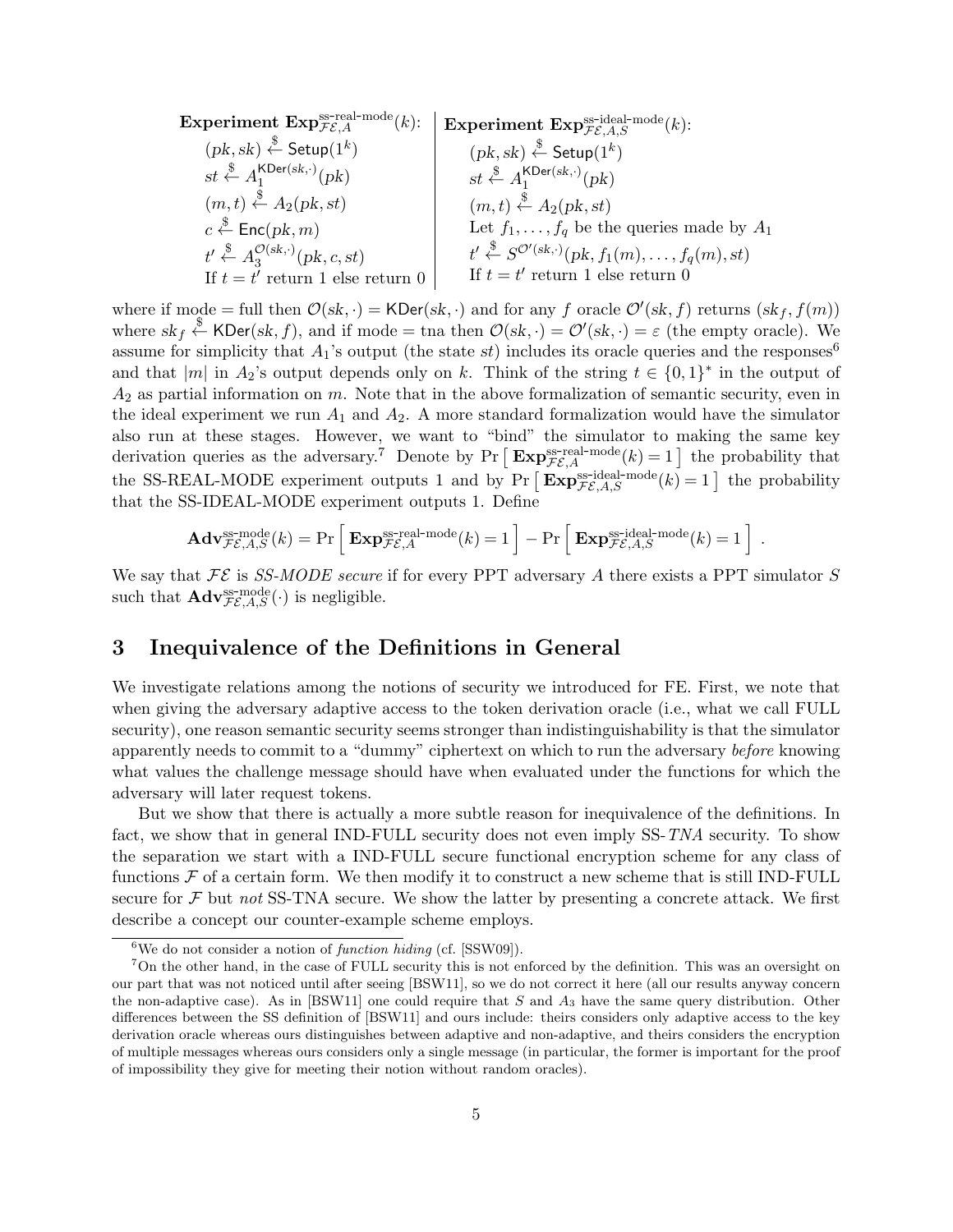**Experiment** $\mathbf{Exp}^{\text{ss-real-mode}}_{\mathcal{FE},A}(k)$:

$(pk, sk) \stackrel{\$}{\leftarrow} \mathsf{Setup}(1^k)$
$st \stackrel{\$}{\leftarrow} A_1^{\mathsf{KDer}(sk,\cdot)}(pk)$
$(m, t) \stackrel{\$}{\leftarrow} A_2(pk, st)$
$c \stackrel{\$}{\leftarrow} \mathsf{Enc}(pk, m)$
$t' \stackrel{\$}{\leftarrow} A_3^{\mathcal{O}(sk,\cdot)}(pk, c, st)$
If $t = t'$ return 1 else return 0

**Experiment** $\mathbf{Exp}^{\text{ss-ideal-mode}}_{\mathcal{FE},A,S}(k)$:

$(pk, sk) \stackrel{\$}{\leftarrow} \mathsf{Setup}(1^k)$
$st \stackrel{\$}{\leftarrow} A_1^{\mathsf{KDer}(sk,\cdot)}(pk)$
$(m, t) \stackrel{\$}{\leftarrow} A_2(pk, st)$
Let $f_1, \ldots, f_q$ be the queries made by $A_1$
$t' \stackrel{\$}{\leftarrow} S^{\mathcal{O}'(sk,\cdot)}(pk, f_1(m), \ldots, f_q(m), st)$
If $t = t'$ return 1 else return 0

where if mode = full then $\mathcal{O}(sk, \cdot) = \mathsf{KDer}(sk, \cdot)$ and for any $f$ oracle $\mathcal{O}'(sk, f)$ returns $(sk_f, f(m))$ where $sk_f \stackrel{\$}{\leftarrow} \mathsf{KDer}(sk, f)$, and if mode = tna then $\mathcal{O}(sk, \cdot) = \mathcal{O}'(sk, \cdot) = \varepsilon$ (the empty oracle). We assume for simplicity that $A_1$'s output (the state $st$) includes its oracle queries and the responses[6] and that $|m|$ in $A_2$'s output depends only on $k$. Think of the string $t \in \{0, 1\}^*$ in the output of $A_2$ as partial information on $m$. Note that in the above formalization of semantic security, even in the ideal experiment we run $A_1$ and $A_2$. A more standard formalization would have the simulator also run at these stages. However, we want to "bind" the simulator to making the same key derivation queries as the adversary.[7] Denote by $\Pr\left[\mathbf{Exp}^{\text{ss-real-mode}}_{\mathcal{FE},A}(k) = 1\right]$ the probability that the SS-REAL-MODE experiment outputs 1 and by $\Pr\left[\mathbf{Exp}^{\text{ss-ideal-mode}}_{\mathcal{FE},A,S}(k) = 1\right]$ the probability that the SS-IDEAL-MODE experiment outputs 1. Define

$$\mathbf{Adv}^{\text{ss-mode}}_{\mathcal{FE},A,S}(k) = \Pr\left[\mathbf{Exp}^{\text{ss-real-mode}}_{\mathcal{FE},A}(k) = 1\right] - \Pr\left[\mathbf{Exp}^{\text{ss-ideal-mode}}_{\mathcal{FE},A,S}(k) = 1\right].$$

We say that $\mathcal{FE}$ is *SS-MODE secure* if for every PPT adversary $A$ there exists a PPT simulator $S$ such that $\mathbf{Adv}^{\text{ss-mode}}_{\mathcal{FE},A,S}(\cdot)$ is negligible.

# 3 Inequivalence of the Definitions in General

We investigate relations among the notions of security we introduced for FE. First, we note that when giving the adversary adaptive access to the token derivation oracle (i.e., what we call FULL security), one reason semantic security seems stronger than indistinguishability is that the simulator apparently needs to commit to a "dummy" ciphertext on which to run the adversary *before* knowing what values the challenge message should have when evaluated under the functions for which the adversary will later request tokens.

But we show that there is actually a more subtle reason for inequivalence of the definitions. In fact, we show that in general IND-FULL security does not even imply SS-*TNA* security. To show the separation we start with a IND-FULL secure functional encryption scheme for any class of functions $\mathcal{F}$ of a certain form. We then modify it to construct a new scheme that is still IND-FULL secure for $\mathcal{F}$ but *not* SS-TNA secure. We show the latter by presenting a concrete attack. We first describe a concept our counter-example scheme employs.

[6] We do not consider a notion of *function hiding* (cf. [SSW09]).

[7] On the other hand, in the case of FULL security this is not enforced by the definition. This was an oversight on our part that was not noticed until after seeing [BSW11], so we do not correct it here (all our results anyway concern the non-adaptive case). As in [BSW11] one could require that $S$ and $A_3$ have the same query distribution. Other differences between the SS definition of [BSW11] and ours include: theirs considers only adaptive access to the key derivation oracle whereas ours distinguishes between adaptive and non-adaptive, and theirs considers the encryption of multiple messages whereas ours considers only a single message (in particular, the former is important for the proof of impossibility they give for meeting their notion without random oracles).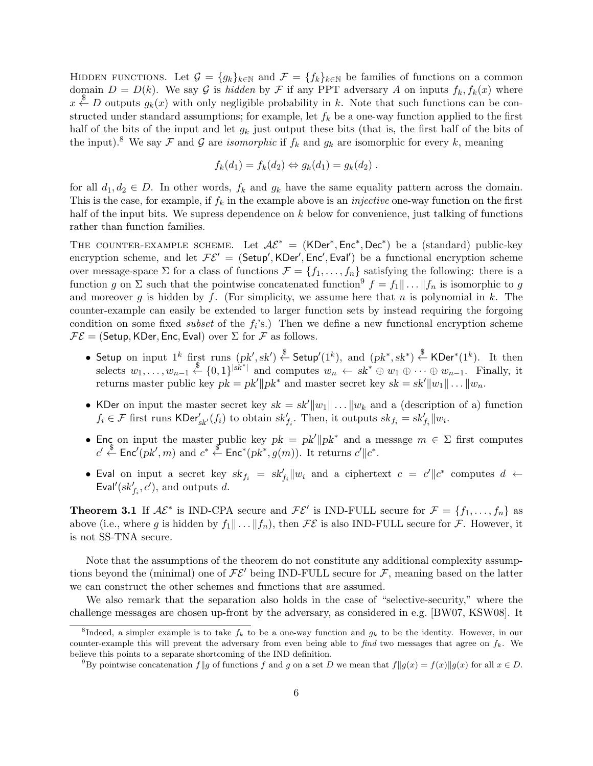HIDDEN FUNCTIONS. Let $\mathcal{G} = \{g_k\}_{k \in \mathbb{N}}$ and $\mathcal{F} = \{f_k\}_{k \in \mathbb{N}}$ be families of functions on a common domain $D = D(k)$. We say $\mathcal{G}$ is *hidden* by $\mathcal{F}$ if any PPT adversary $A$ on inputs $f_k, f_k(x)$ where $x \xleftarrow{\$} D$ outputs $g_k(x)$ with only negligible probability in $k$. Note that such functions can be constructed under standard assumptions; for example, let $f_k$ be a one-way function applied to the first half of the bits of the input and let $g_k$ just output these bits (that is, the first half of the bits of the input).[8] We say $\mathcal{F}$ and $\mathcal{G}$ are *isomorphic* if $f_k$ and $g_k$ are isomorphic for every $k$, meaning

$$f_k(d_1) = f_k(d_2) \Leftrightarrow g_k(d_1) = g_k(d_2) \; .$$

for all $d_1, d_2 \in D$. In other words, $f_k$ and $g_k$ have the same equality pattern across the domain. This is the case, for example, if $f_k$ in the example above is an *injective* one-way function on the first half of the input bits. We supress dependence on $k$ below for convenience, just talking of functions rather than function families.

THE COUNTER-EXAMPLE SCHEME. Let $\mathcal{AE}^* = (\mathsf{KDer}^*, \mathsf{Enc}^*, \mathsf{Dec}^*)$ be a (standard) public-key encryption scheme, and let $\mathcal{FE}' = (\mathsf{Setup}', \mathsf{KDer}', \mathsf{Enc}', \mathsf{Eval}')$ be a functional encryption scheme over message-space $\Sigma$ for a class of functions $\mathcal{F} = \{f_1, \ldots, f_n\}$ satisfying the following: there is a function $g$ on $\Sigma$ such that the pointwise concatenated function[9] $f = f_1 \| \ldots \| f_n$ is isomorphic to $g$ and moreover $g$ is hidden by $f$. (For simplicity, we assume here that $n$ is polynomial in $k$. The counter-example can easily be extended to larger function sets by instead requiring the forgoing condition on some fixed *subset* of the $f_i$'s.) Then we define a new functional encryption scheme $\mathcal{FE} = (\mathsf{Setup}, \mathsf{KDer}, \mathsf{Enc}, \mathsf{Eval})$ over $\Sigma$ for $\mathcal{F}$ as follows.

- $\mathsf{Setup}$ on input $1^k$ first runs $(pk', sk') \xleftarrow{\$} \mathsf{Setup}'(1^k)$, and $(pk^*, sk^*) \xleftarrow{\$} \mathsf{KDer}^*(1^k)$. It then selects $w_1, \ldots, w_{n-1} \xleftarrow{\$} \{0,1\}^{|sk^*|}$ and computes $w_n \leftarrow sk^* \oplus w_1 \oplus \cdots \oplus w_{n-1}$. Finally, it returns master public key $pk = pk' \| pk^*$ and master secret key $sk = sk' \| w_1 \| \ldots \| w_n$.
- $\mathsf{KDer}$ on input the master secret key $sk = sk' \| w_1 \| \ldots \| w_k$ and a (description of a) function $f_i \in \mathcal{F}$ first runs $\mathsf{KDer}'_{sk'}(f_i)$ to obtain $sk'_{f_i}$. Then, it outputs $sk_{f_i} = sk'_{f_i} \| w_i$.
- $\mathsf{Enc}$ on input the master public key $pk = pk' \| pk^*$ and a message $m \in \Sigma$ first computes $c' \xleftarrow{\$} \mathsf{Enc}'(pk', m)$ and $c^* \xleftarrow{\$} \mathsf{Enc}^*(pk^*, g(m))$. It returns $c' \| c^*$.
- $\mathsf{Eval}$ on input a secret key $sk_{f_i} = sk'_{f_i} \| w_i$ and a ciphertext $c = c' \| c^*$ computes $d \leftarrow \mathsf{Eval}'(sk'_{f_i}, c')$, and outputs $d$.

**Theorem 3.1** If $\mathcal{AE}^*$ is IND-CPA secure and $\mathcal{FE}'$ is IND-FULL secure for $\mathcal{F} = \{f_1, \ldots, f_n\}$ as above (i.e., where $g$ is hidden by $f_1 \| \ldots \| f_n$), then $\mathcal{FE}$ is also IND-FULL secure for $\mathcal{F}$. However, it is not SS-TNA secure.

Note that the assumptions of the theorem do not constitute any additional complexity assumptions beyond the (minimal) one of $\mathcal{FE}'$ being IND-FULL secure for $\mathcal{F}$, meaning based on the latter we can construct the other schemes and functions that are assumed.

We also remark that the separation also holds in the case of "selective-security," where the challenge messages are chosen up-front by the adversary, as considered in e.g. [BW07, KSW08]. It

[8] Indeed, a simpler example is to take $f_k$ to be a one-way function and $g_k$ to be the identity. However, in our counter-example this will prevent the adversary from even being able to *find* two messages that agree on $f_k$. We believe this points to a separate shortcoming of the IND definition.

[9] By pointwise concatenation $f \| g$ of functions $f$ and $g$ on a set $D$ we mean that $f \| g(x) = f(x) \| g(x)$ for all $x \in D$.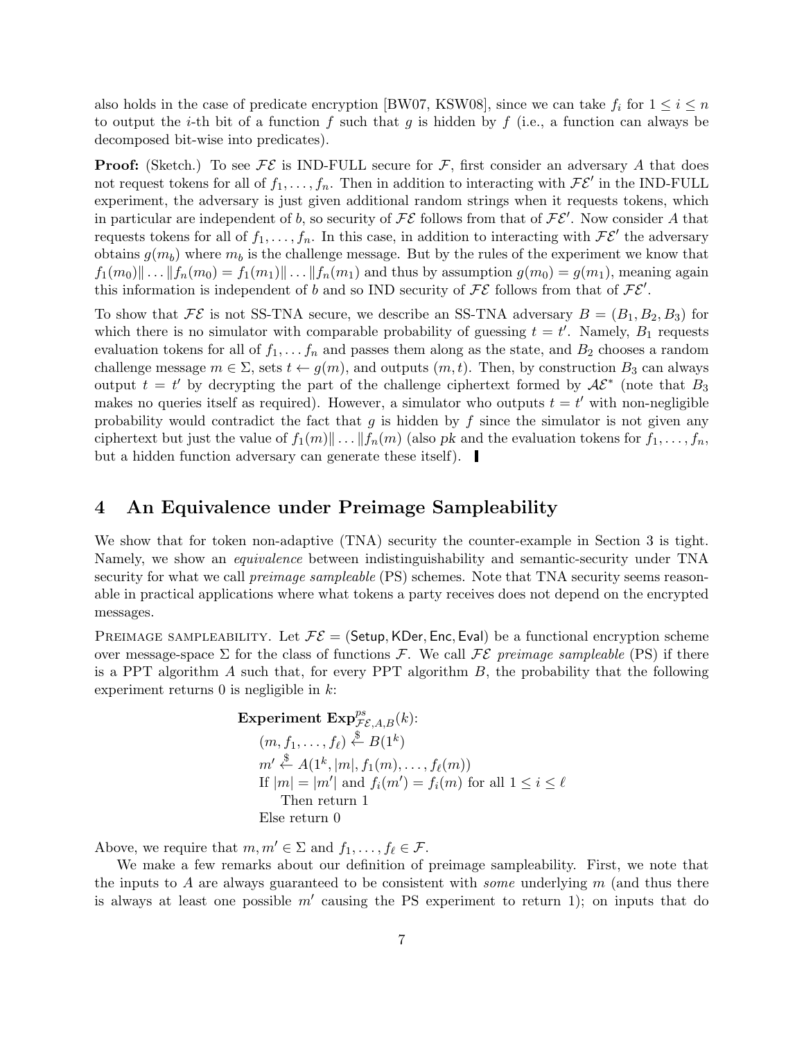also holds in the case of predicate encryption [BW07, KSW08], since we can take $f_i$ for $1 \le i \le n$ to output the $i$-th bit of a function $f$ such that $g$ is hidden by $f$ (i.e., a function can always be decomposed bit-wise into predicates).

**Proof:** (Sketch.) To see $\mathcal{FE}$ is IND-FULL secure for $\mathcal{F}$, first consider an adversary $A$ that does not request tokens for all of $f_1, \ldots, f_n$. Then in addition to interacting with $\mathcal{FE}'$ in the IND-FULL experiment, the adversary is just given additional random strings when it requests tokens, which in particular are independent of $b$, so security of $\mathcal{FE}$ follows from that of $\mathcal{FE}'$. Now consider $A$ that requests tokens for all of $f_1, \ldots, f_n$. In this case, in addition to interacting with $\mathcal{FE}'$ the adversary obtains $g(m_b)$ where $m_b$ is the challenge message. But by the rules of the experiment we know that $f_1(m_0)\| \ldots \|f_n(m_0) = f_1(m_1)\| \ldots \|f_n(m_1)$ and thus by assumption $g(m_0) = g(m_1)$, meaning again this information is independent of $b$ and so IND security of $\mathcal{FE}$ follows from that of $\mathcal{FE}'$.

To show that $\mathcal{FE}$ is not SS-TNA secure, we describe an SS-TNA adversary $B = (B_1, B_2, B_3)$ for which there is no simulator with comparable probability of guessing $t = t'$. Namely, $B_1$ requests evaluation tokens for all of $f_1, \ldots f_n$ and passes them along as the state, and $B_2$ chooses a random challenge message $m \in \Sigma$, sets $t \leftarrow g(m)$, and outputs $(m, t)$. Then, by construction $B_3$ can always output $t = t'$ by decrypting the part of the challenge ciphertext formed by $\mathcal{AE}^*$ (note that $B_3$ makes no queries itself as required). However, a simulator who outputs $t = t'$ with non-negligible probability would contradict the fact that $g$ is hidden by $f$ since the simulator is not given any ciphertext but just the value of $f_1(m)\| \ldots \|f_n(m)$ (also $pk$ and the evaluation tokens for $f_1, \ldots, f_n$, but a hidden function adversary can generate these itself). ▮

# 4 An Equivalence under Preimage Sampleability

We show that for token non-adaptive (TNA) security the counter-example in Section 3 is tight. Namely, we show an *equivalence* between indistinguishability and semantic-security under TNA security for what we call *preimage sampleable* (PS) schemes. Note that TNA security seems reasonable in practical applications where what tokens a party receives does not depend on the encrypted messages.

PREIMAGE SAMPLEABILITY. Let $\mathcal{FE} = (\mathsf{Setup}, \mathsf{KDer}, \mathsf{Enc}, \mathsf{Eval})$ be a functional encryption scheme over message-space $\Sigma$ for the class of functions $\mathcal{F}$. We call $\mathcal{FE}$ *preimage sampleable* (PS) if there is a PPT algorithm $A$ such that, for every PPT algorithm $B$, the probability that the following experiment returns 0 is negligible in $k$:

**Experiment** $\mathbf{Exp}^{ps}_{\mathcal{FE},A,B}(k)$:
$(m, f_1, \ldots, f_\ell) \xleftarrow{\$} B(1^k)$
$m' \xleftarrow{\$} A(1^k, |m|, f_1(m), \ldots, f_\ell(m))$
If $|m| = |m'|$ and $f_i(m') = f_i(m)$ for all $1 \le i \le \ell$
  Then return 1
Else return 0

Above, we require that $m, m' \in \Sigma$ and $f_1, \ldots, f_\ell \in \mathcal{F}$.

We make a few remarks about our definition of preimage sampleability. First, we note that the inputs to $A$ are always guaranteed to be consistent with *some* underlying $m$ (and thus there is always at least one possible $m'$ causing the PS experiment to return 1); on inputs that do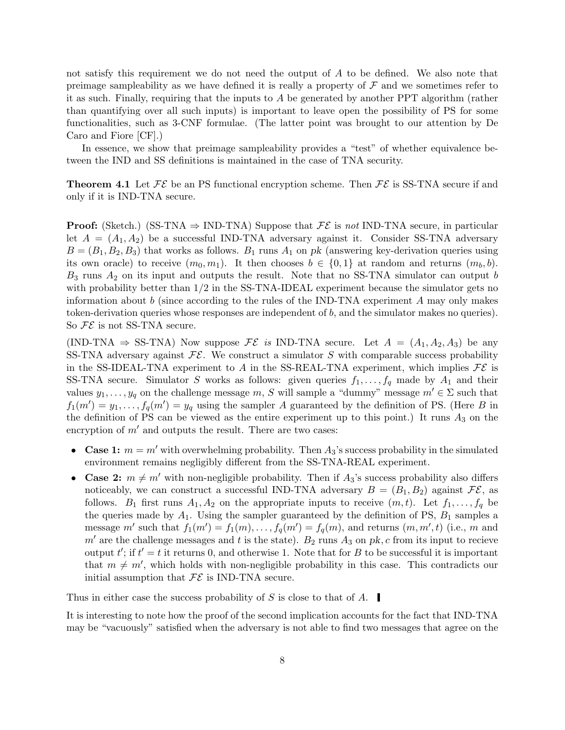not satisfy this requirement we do not need the output of $A$ to be defined. We also note that preimage sampleability as we have defined it is really a property of $\mathcal{F}$ and we sometimes refer to it as such. Finally, requiring that the inputs to $A$ be generated by another PPT algorithm (rather than quantifying over all such inputs) is important to leave open the possibility of PS for some functionalities, such as 3-CNF formulae. (The latter point was brought to our attention by De Caro and Fiore [CF].)

In essence, we show that preimage sampleability provides a "test" of whether equivalence between the IND and SS definitions is maintained in the case of TNA security.

**Theorem 4.1** Let $\mathcal{FE}$ be an PS functional encryption scheme. Then $\mathcal{FE}$ is SS-TNA secure if and only if it is IND-TNA secure.

**Proof:** (Sketch.) (SS-TNA $\Rightarrow$ IND-TNA) Suppose that $\mathcal{FE}$ is *not* IND-TNA secure, in particular let $A = (A_1, A_2)$ be a successful IND-TNA adversary against it. Consider SS-TNA adversary $B = (B_1, B_2, B_3)$ that works as follows. $B_1$ runs $A_1$ on $pk$ (answering key-derivation queries using its own oracle) to receive $(m_0, m_1)$. It then chooses $b \in \{0, 1\}$ at random and returns $(m_b, b)$. $B_3$ runs $A_2$ on its input and outputs the result. Note that no SS-TNA simulator can output $b$ with probability better than $1/2$ in the SS-TNA-IDEAL experiment because the simulator gets no information about $b$ (since according to the rules of the IND-TNA experiment $A$ may only makes token-derivation queries whose responses are independent of $b$, and the simulator makes no queries). So $\mathcal{FE}$ is not SS-TNA secure.

(IND-TNA $\Rightarrow$ SS-TNA) Now suppose $\mathcal{FE}$ *is* IND-TNA secure. Let $A = (A_1, A_2, A_3)$ be any SS-TNA adversary against $\mathcal{FE}$. We construct a simulator $S$ with comparable success probability in the SS-IDEAL-TNA experiment to $A$ in the SS-REAL-TNA experiment, which implies $\mathcal{FE}$ is SS-TNA secure. Simulator $S$ works as follows: given queries $f_1, \ldots, f_q$ made by $A_1$ and their values $y_1, \ldots, y_q$ on the challenge message $m$, $S$ will sample a "dummy" message $m' \in \Sigma$ such that $f_1(m') = y_1, \ldots, f_q(m') = y_q$ using the sampler $A$ guaranteed by the definition of PS. (Here $B$ in the definition of PS can be viewed as the entire experiment up to this point.) It runs $A_3$ on the encryption of $m'$ and outputs the result. There are two cases:

- **Case 1:** $m = m'$ with overwhelming probability. Then $A_3$'s success probability in the simulated environment remains negligibly different from the SS-TNA-REAL experiment.
- **Case 2:** $m \neq m'$ with non-negligible probability. Then if $A_3$'s success probability also differs noticeably, we can construct a successful IND-TNA adversary $B = (B_1, B_2)$ against $\mathcal{FE}$, as follows. $B_1$ first runs $A_1, A_2$ on the appropriate inputs to receive $(m, t)$. Let $f_1, \ldots, f_q$ be the queries made by $A_1$. Using the sampler guaranteed by the definition of PS, $B_1$ samples a message $m'$ such that $f_1(m') = f_1(m), \ldots, f_q(m') = f_q(m)$, and returns $(m, m', t)$ (i.e., $m$ and $m'$ are the challenge messages and $t$ is the state). $B_2$ runs $A_3$ on $pk, c$ from its input to recieve output $t'$; if $t' = t$ it returns 0, and otherwise 1. Note that for $B$ to be successful it is important that $m \neq m'$, which holds with non-negligible probability in this case. This contradicts our initial assumption that $\mathcal{FE}$ is IND-TNA secure.

Thus in either case the success probability of $S$ is close to that of $A$. ▌

It is interesting to note how the proof of the second implication accounts for the fact that IND-TNA may be "vacuously" satisfied when the adversary is not able to find two messages that agree on the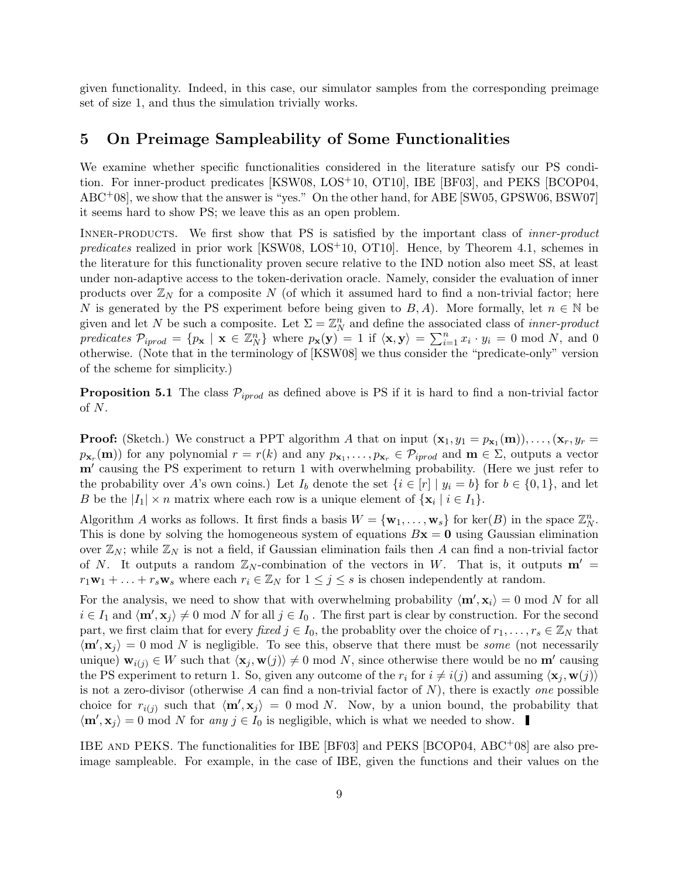given functionality. Indeed, in this case, our simulator samples from the corresponding preimage set of size 1, and thus the simulation trivially works.

## 5 On Preimage Sampleability of Some Functionalities

We examine whether specific functionalities considered in the literature satisfy our PS condition. For inner-product predicates [KSW08, LOS+10, OT10], IBE [BF03], and PEKS [BCOP04, ABC+08], we show that the answer is "yes." On the other hand, for ABE [SW05, GPSW06, BSW07] it seems hard to show PS; we leave this as an open problem.

Inner-products. We first show that PS is satisfied by the important class of *inner-product predicates* realized in prior work [KSW08, LOS+10, OT10]. Hence, by Theorem 4.1, schemes in the literature for this functionality proven secure relative to the IND notion also meet SS, at least under non-adaptive access to the token-derivation oracle. Namely, consider the evaluation of inner products over $\mathbb{Z}_N$ for a composite $N$ (of which it assumed hard to find a non-trivial factor; here $N$ is generated by the PS experiment before being given to $B, A$). More formally, let $n \in \mathbb{N}$ be given and let $N$ be such a composite. Let $\Sigma = \mathbb{Z}_N^n$ and define the associated class of *inner-product predicates* $\mathcal{P}_{iprod} = \{p_{\mathbf{x}} \mid \mathbf{x} \in \mathbb{Z}_N^n\}$ where $p_{\mathbf{x}}(\mathbf{y}) = 1$ if $\langle \mathbf{x}, \mathbf{y} \rangle = \sum_{i=1}^n x_i \cdot y_i = 0 \bmod N$, and 0 otherwise. (Note that in the terminology of [KSW08] we thus consider the "predicate-only" version of the scheme for simplicity.)

**Proposition 5.1** The class $\mathcal{P}_{iprod}$ as defined above is PS if it is hard to find a non-trivial factor of $N$.

**Proof:** (Sketch.) We construct a PPT algorithm $A$ that on input $(\mathbf{x}_1, y_1 = p_{\mathbf{x}_1}(\mathbf{m})), \ldots, (\mathbf{x}_r, y_r = p_{\mathbf{x}_r}(\mathbf{m}))$ for any polynomial $r = r(k)$ and any $p_{\mathbf{x}_1}, \ldots, p_{\mathbf{x}_r} \in \mathcal{P}_{iprod}$ and $\mathbf{m} \in \Sigma$, outputs a vector $\mathbf{m}'$ causing the PS experiment to return 1 with overwhelming probability. (Here we just refer to the probability over $A$'s own coins.) Let $I_b$ denote the set $\{i \in [r] \mid y_i = b\}$ for $b \in \{0, 1\}$, and let $B$ be the $|I_1| \times n$ matrix where each row is a unique element of $\{\mathbf{x}_i \mid i \in I_1\}$.

Algorithm $A$ works as follows. It first finds a basis $W = \{\mathbf{w}_1, \ldots, \mathbf{w}_s\}$ for $\ker(B)$ in the space $\mathbb{Z}_N^n$. This is done by solving the homogeneous system of equations $B\mathbf{x} = \mathbf{0}$ using Gaussian elimination over $\mathbb{Z}_N$; while $\mathbb{Z}_N$ is not a field, if Gaussian elimination fails then $A$ can find a non-trivial factor of $N$. It outputs a random $\mathbb{Z}_N$-combination of the vectors in $W$. That is, it outputs $\mathbf{m}' = r_1\mathbf{w}_1 + \ldots + r_s\mathbf{w}_s$ where each $r_i \in \mathbb{Z}_N$ for $1 \leq j \leq s$ is chosen independently at random.

For the analysis, we need to show that with overwhelming probability $\langle \mathbf{m}', \mathbf{x}_i \rangle = 0 \bmod N$ for all $i \in I_1$ and $\langle \mathbf{m}', \mathbf{x}_j \rangle \neq 0 \bmod N$ for all $j \in I_0$ . The first part is clear by construction. For the second part, we first claim that for every *fixed* $j \in I_0$, the probablity over the choice of $r_1, \ldots, r_s \in \mathbb{Z}_N$ that $\langle \mathbf{m}', \mathbf{x}_j \rangle = 0 \bmod N$ is negligible. To see this, observe that there must be *some* (not necessarily unique) $\mathbf{w}_{i(j)} \in W$ such that $\langle \mathbf{x}_j, \mathbf{w}(j) \rangle \neq 0 \bmod N$, since otherwise there would be no $\mathbf{m}'$ causing the PS experiment to return 1. So, given any outcome of the $r_i$ for $i \neq i(j)$ and assuming $\langle \mathbf{x}_j, \mathbf{w}(j) \rangle$ is not a zero-divisor (otherwise $A$ can find a non-trivial factor of $N$), there is exactly *one* possible choice for $r_{i(j)}$ such that $\langle \mathbf{m}', \mathbf{x}_j \rangle = 0 \bmod N$. Now, by a union bound, the probability that $\langle \mathbf{m}', \mathbf{x}_j \rangle = 0 \bmod N$ for *any* $j \in I_0$ is negligible, which is what we needed to show. ∎

IBE and PEKS. The functionalities for IBE [BF03] and PEKS [BCOP04, ABC+08] are also preimage sampleable. For example, in the case of IBE, given the functions and their values on the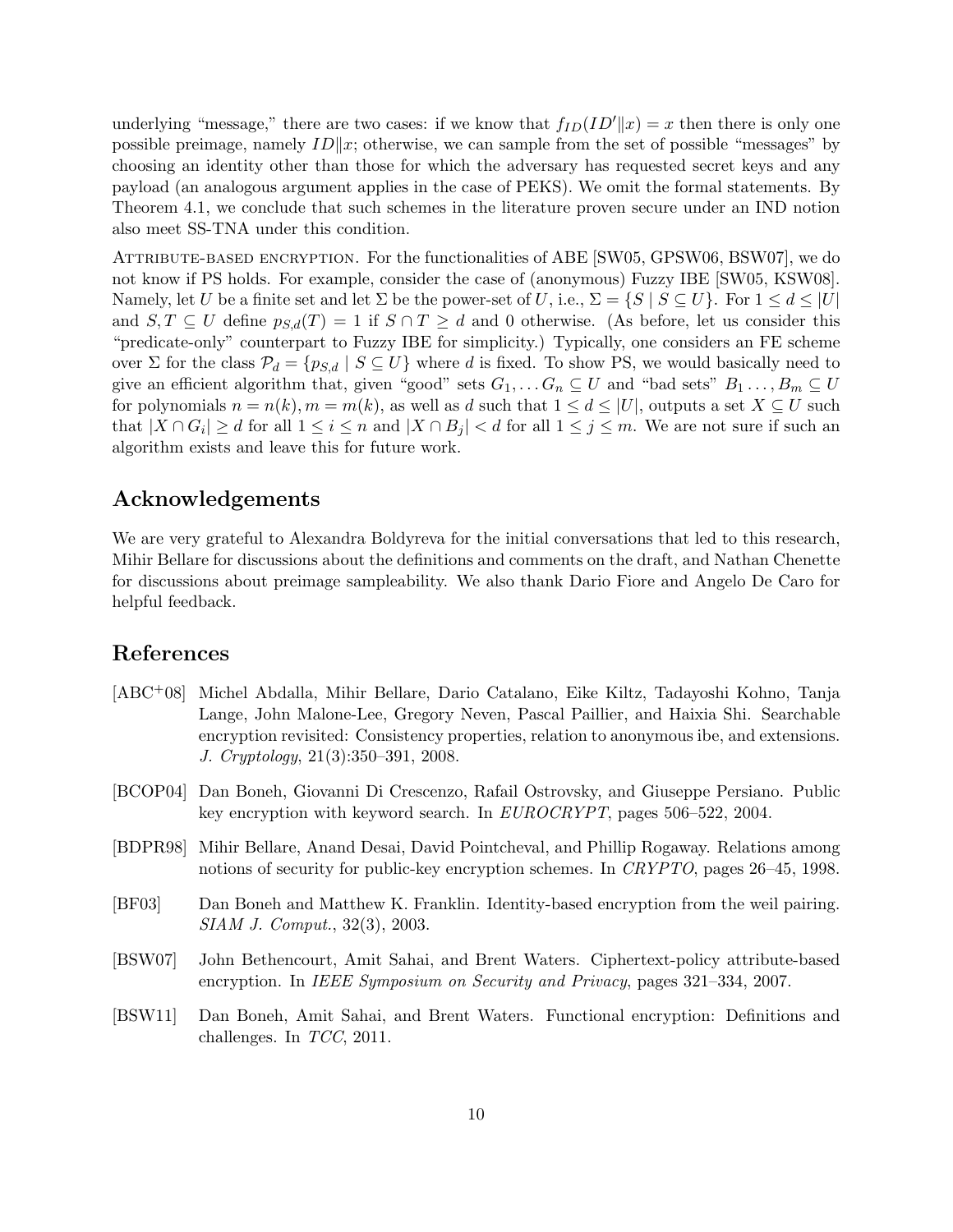underlying "message," there are two cases: if we know that $f_{ID}(ID'\|x) = x$ then there is only one possible preimage, namely $ID\|x$; otherwise, we can sample from the set of possible "messages" by choosing an identity other than those for which the adversary has requested secret keys and any payload (an analogous argument applies in the case of PEKS). We omit the formal statements. By Theorem 4.1, we conclude that such schemes in the literature proven secure under an IND notion also meet SS-TNA under this condition.

Attribute-based encryption. For the functionalities of ABE [SW05, GPSW06, BSW07], we do not know if PS holds. For example, consider the case of (anonymous) Fuzzy IBE [SW05, KSW08]. Namely, let $U$ be a finite set and let $\Sigma$ be the power-set of $U$, i.e., $\Sigma = \{S \mid S \subseteq U\}$. For $1 \leq d \leq |U|$ and $S, T \subseteq U$ define $p_{S,d}(T) = 1$ if $S \cap T \geq d$ and 0 otherwise. (As before, let us consider this "predicate-only" counterpart to Fuzzy IBE for simplicity.) Typically, one considers an FE scheme over $\Sigma$ for the class $\mathcal{P}_d = \{p_{S,d} \mid S \subseteq U\}$ where $d$ is fixed. To show PS, we would basically need to give an efficient algorithm that, given "good" sets $G_1, \ldots G_n \subseteq U$ and "bad sets" $B_1 \ldots, B_m \subseteq U$ for polynomials $n = n(k), m = m(k)$, as well as $d$ such that $1 \leq d \leq |U|$, outputs a set $X \subseteq U$ such that $|X \cap G_i| \geq d$ for all $1 \leq i \leq n$ and $|X \cap B_j| < d$ for all $1 \leq j \leq m$. We are not sure if such an algorithm exists and leave this for future work.

## Acknowledgements

We are very grateful to Alexandra Boldyreva for the initial conversations that led to this research, Mihir Bellare for discussions about the definitions and comments on the draft, and Nathan Chenette for discussions about preimage sampleability. We also thank Dario Fiore and Angelo De Caro for helpful feedback.

## References

[ABC+08] Michel Abdalla, Mihir Bellare, Dario Catalano, Eike Kiltz, Tadayoshi Kohno, Tanja Lange, John Malone-Lee, Gregory Neven, Pascal Paillier, and Haixia Shi. Searchable encryption revisited: Consistency properties, relation to anonymous ibe, and extensions. *J. Cryptology*, 21(3):350–391, 2008.

[BCOP04] Dan Boneh, Giovanni Di Crescenzo, Rafail Ostrovsky, and Giuseppe Persiano. Public key encryption with keyword search. In *EUROCRYPT*, pages 506–522, 2004.

[BDPR98] Mihir Bellare, Anand Desai, David Pointcheval, and Phillip Rogaway. Relations among notions of security for public-key encryption schemes. In *CRYPTO*, pages 26–45, 1998.

[BF03] Dan Boneh and Matthew K. Franklin. Identity-based encryption from the weil pairing. *SIAM J. Comput.*, 32(3), 2003.

[BSW07] John Bethencourt, Amit Sahai, and Brent Waters. Ciphertext-policy attribute-based encryption. In *IEEE Symposium on Security and Privacy*, pages 321–334, 2007.

[BSW11] Dan Boneh, Amit Sahai, and Brent Waters. Functional encryption: Definitions and challenges. In *TCC*, 2011.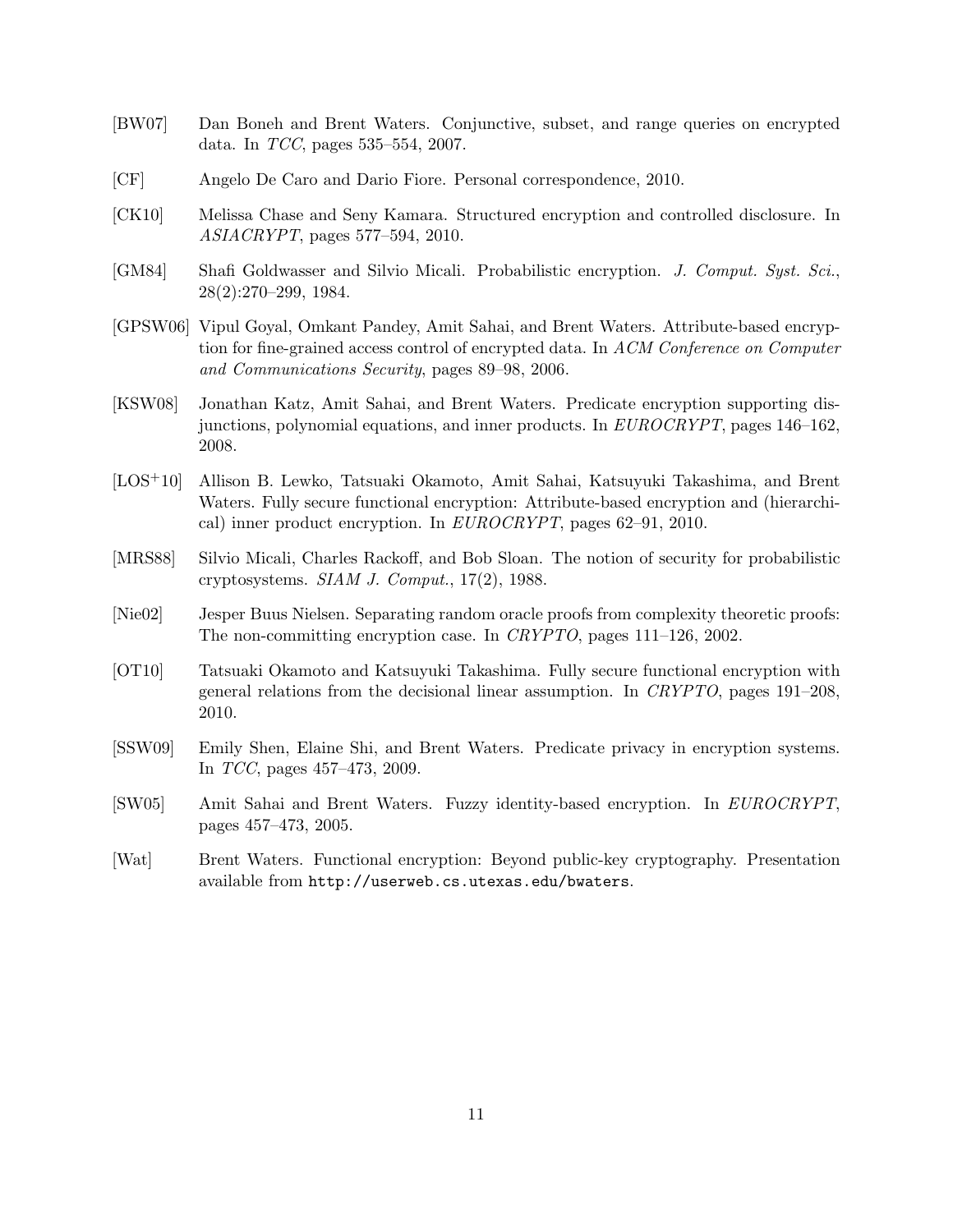[BW07] Dan Boneh and Brent Waters. Conjunctive, subset, and range queries on encrypted data. In *TCC*, pages 535–554, 2007.

[CF] Angelo De Caro and Dario Fiore. Personal correspondence, 2010.

[CK10] Melissa Chase and Seny Kamara. Structured encryption and controlled disclosure. In *ASIACRYPT*, pages 577–594, 2010.

[GM84] Shafi Goldwasser and Silvio Micali. Probabilistic encryption. *J. Comput. Syst. Sci.*, 28(2):270–299, 1984.

[GPSW06] Vipul Goyal, Omkant Pandey, Amit Sahai, and Brent Waters. Attribute-based encryption for fine-grained access control of encrypted data. In *ACM Conference on Computer and Communications Security*, pages 89–98, 2006.

[KSW08] Jonathan Katz, Amit Sahai, and Brent Waters. Predicate encryption supporting disjunctions, polynomial equations, and inner products. In *EUROCRYPT*, pages 146–162, 2008.

[LOS+10] Allison B. Lewko, Tatsuaki Okamoto, Amit Sahai, Katsuyuki Takashima, and Brent Waters. Fully secure functional encryption: Attribute-based encryption and (hierarchical) inner product encryption. In *EUROCRYPT*, pages 62–91, 2010.

[MRS88] Silvio Micali, Charles Rackoff, and Bob Sloan. The notion of security for probabilistic cryptosystems. *SIAM J. Comput.*, 17(2), 1988.

[Nie02] Jesper Buus Nielsen. Separating random oracle proofs from complexity theoretic proofs: The non-committing encryption case. In *CRYPTO*, pages 111–126, 2002.

[OT10] Tatsuaki Okamoto and Katsuyuki Takashima. Fully secure functional encryption with general relations from the decisional linear assumption. In *CRYPTO*, pages 191–208, 2010.

[SSW09] Emily Shen, Elaine Shi, and Brent Waters. Predicate privacy in encryption systems. In *TCC*, pages 457–473, 2009.

[SW05] Amit Sahai and Brent Waters. Fuzzy identity-based encryption. In *EUROCRYPT*, pages 457–473, 2005.

[Wat] Brent Waters. Functional encryption: Beyond public-key cryptography. Presentation available from `http://userweb.cs.utexas.edu/bwaters`.